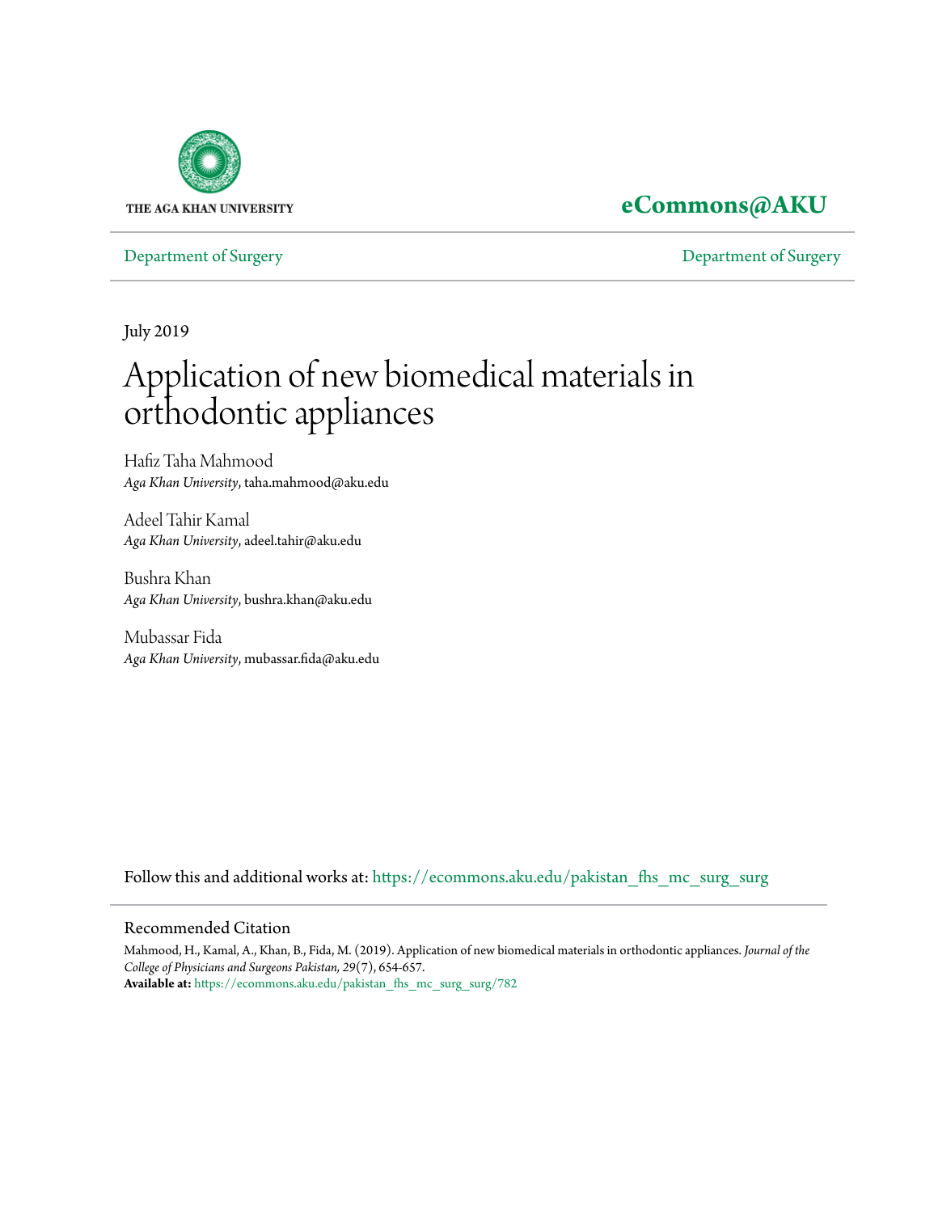THE AGA KHAN UNIVERSITY

**eCommons@AKU**

Department of Surgery | Department of Surgery

July 2019

# Application of new biomedical materials in orthodontic appliances

Hafiz Taha Mahmood
*Aga Khan University*, taha.mahmood@aku.edu

Adeel Tahir Kamal
*Aga Khan University*, adeel.tahir@aku.edu

Bushra Khan
*Aga Khan University*, bushra.khan@aku.edu

Mubassar Fida
*Aga Khan University*, mubassar.fida@aku.edu

Follow this and additional works at: https://ecommons.aku.edu/pakistan_fhs_mc_surg_surg

## Recommended Citation

Mahmood, H., Kamal, A., Khan, B., Fida, M. (2019). Application of new biomedical materials in orthodontic appliances. *Journal of the College of Physicians and Surgeons Pakistan, 29*(7), 654-657.
**Available at:** https://ecommons.aku.edu/pakistan_fhs_mc_surg_surg/782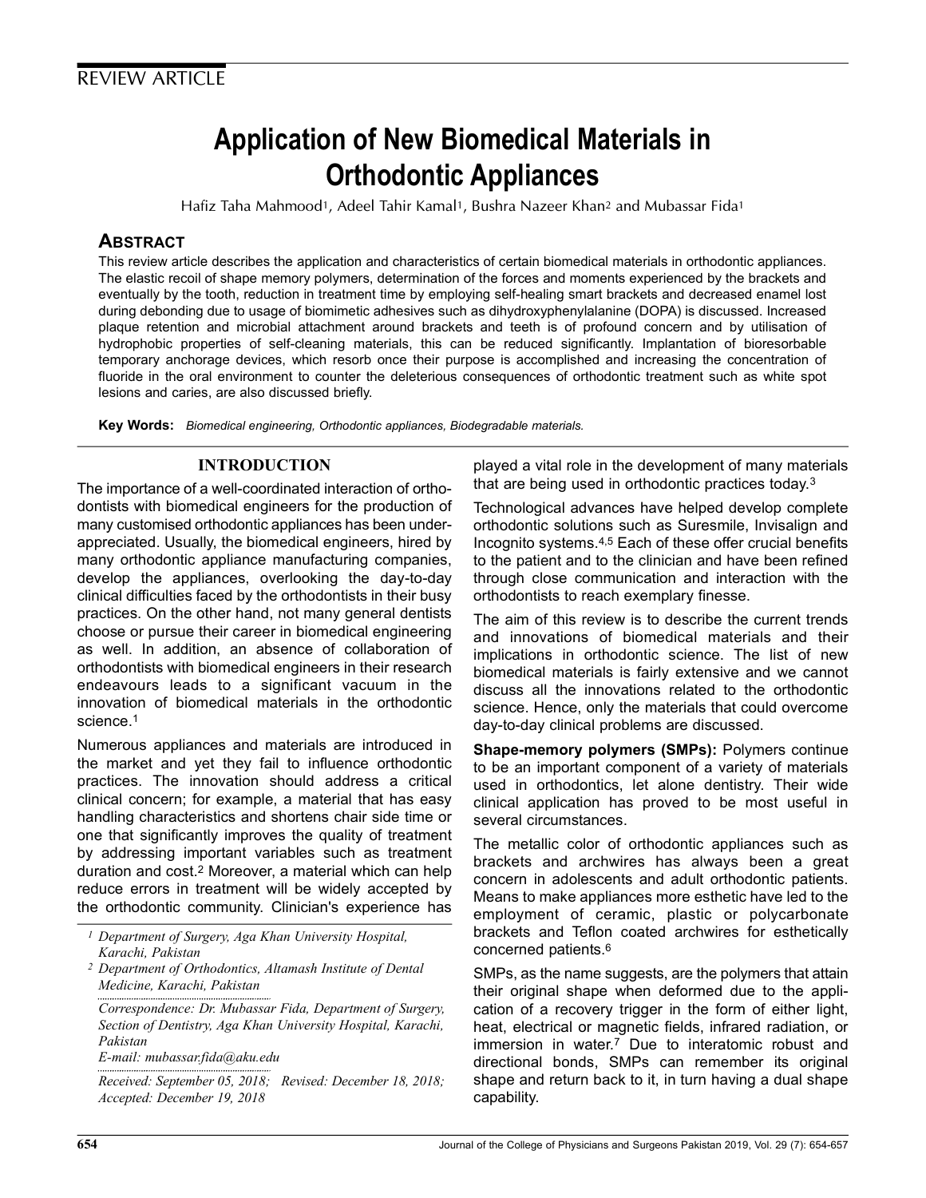REVIEW ARTICLE

# Application of New Biomedical Materials in Orthodontic Appliances

Hafiz Taha Mahmood[1], Adeel Tahir Kamal[1], Bushra Nazeer Khan[2] and Mubassar Fida[1]

## ABSTRACT

This review article describes the application and characteristics of certain biomedical materials in orthodontic appliances. The elastic recoil of shape memory polymers, determination of the forces and moments experienced by the brackets and eventually by the tooth, reduction in treatment time by employing self-healing smart brackets and decreased enamel lost during debonding due to usage of biomimetic adhesives such as dihydroxyphenylalanine (DOPA) is discussed. Increased plaque retention and microbial attachment around brackets and teeth is of profound concern and by utilisation of hydrophobic properties of self-cleaning materials, this can be reduced significantly. Implantation of bioresorbable temporary anchorage devices, which resorb once their purpose is accomplished and increasing the concentration of fluoride in the oral environment to counter the deleterious consequences of orthodontic treatment such as white spot lesions and caries, are also discussed briefly.

**Key Words:** *Biomedical engineering, Orthodontic appliances, Biodegradable materials.*

## INTRODUCTION

The importance of a well-coordinated interaction of orthodontists with biomedical engineers for the production of many customised orthodontic appliances has been underappreciated. Usually, the biomedical engineers, hired by many orthodontic appliance manufacturing companies, develop the appliances, overlooking the day-to-day clinical difficulties faced by the orthodontists in their busy practices. On the other hand, not many general dentists choose or pursue their career in biomedical engineering as well. In addition, an absence of collaboration of orthodontists with biomedical engineers in their research endeavours leads to a significant vacuum in the innovation of biomedical materials in the orthodontic science.[1]

Numerous appliances and materials are introduced in the market and yet they fail to influence orthodontic practices. The innovation should address a critical clinical concern; for example, a material that has easy handling characteristics and shortens chair side time or one that significantly improves the quality of treatment by addressing important variables such as treatment duration and cost.[2] Moreover, a material which can help reduce errors in treatment will be widely accepted by the orthodontic community. Clinician's experience has played a vital role in the development of many materials that are being used in orthodontic practices today.[3]

Technological advances have helped develop complete orthodontic solutions such as Suresmile, Invisalign and Incognito systems.[4,5] Each of these offer crucial benefits to the patient and to the clinician and have been refined through close communication and interaction with the orthodontists to reach exemplary finesse.

The aim of this review is to describe the current trends and innovations of biomedical materials and their implications in orthodontic science. The list of new biomedical materials is fairly extensive and we cannot discuss all the innovations related to the orthodontic science. Hence, only the materials that could overcome day-to-day clinical problems are discussed.

**Shape-memory polymers (SMPs):** Polymers continue to be an important component of a variety of materials used in orthodontics, let alone dentistry. Their wide clinical application has proved to be most useful in several circumstances.

The metallic color of orthodontic appliances such as brackets and archwires has always been a great concern in adolescents and adult orthodontic patients. Means to make appliances more esthetic have led to the employment of ceramic, plastic or polycarbonate brackets and Teflon coated archwires for esthetically concerned patients.[6]

SMPs, as the name suggests, are the polymers that attain their original shape when deformed due to the application of a recovery trigger in the form of either light, heat, electrical or magnetic fields, infrared radiation, or immersion in water.[7] Due to interatomic robust and directional bonds, SMPs can remember its original shape and return back to it, in turn having a dual shape capability.

---

*[1] Department of Surgery, Aga Khan University Hospital, Karachi, Pakistan*

*[2] Department of Orthodontics, Altamash Institute of Dental Medicine, Karachi, Pakistan*

*Correspondence: Dr. Mubassar Fida, Department of Surgery, Section of Dentistry, Aga Khan University Hospital, Karachi, Pakistan*

*E-mail: mubassar.fida@aku.edu*

*Received: September 05, 2018; Revised: December 18, 2018; Accepted: December 19, 2018*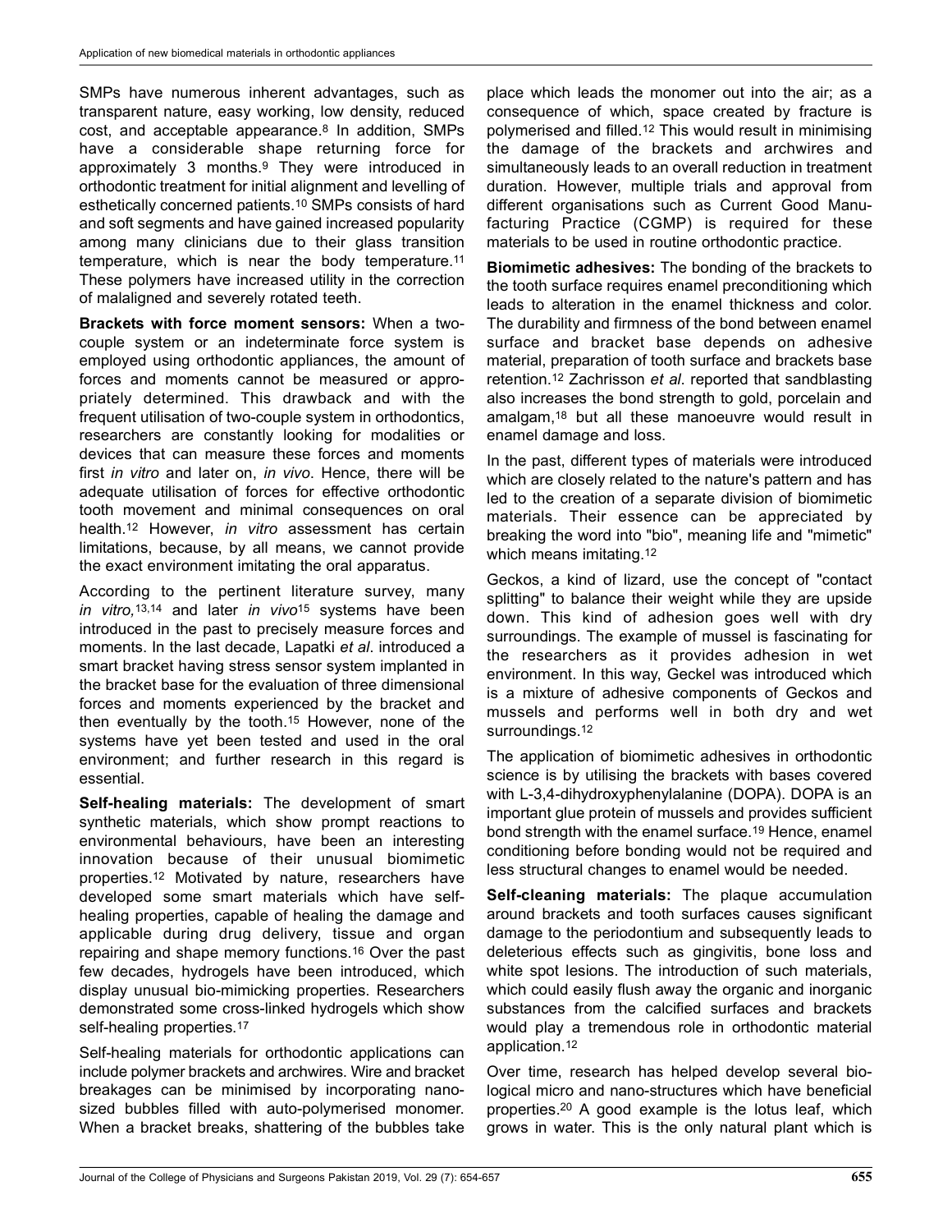SMPs have numerous inherent advantages, such as transparent nature, easy working, low density, reduced cost, and acceptable appearance.[8] In addition, SMPs have a considerable shape returning force for approximately 3 months.[9] They were introduced in orthodontic treatment for initial alignment and levelling of esthetically concerned patients.[10] SMPs consists of hard and soft segments and have gained increased popularity among many clinicians due to their glass transition temperature, which is near the body temperature.[11] These polymers have increased utility in the correction of malaligned and severely rotated teeth.

**Brackets with force moment sensors:** When a two-couple system or an indeterminate force system is employed using orthodontic appliances, the amount of forces and moments cannot be measured or appropriately determined. This drawback and with the frequent utilisation of two-couple system in orthodontics, researchers are constantly looking for modalities or devices that can measure these forces and moments first *in vitro* and later on, *in vivo*. Hence, there will be adequate utilisation of forces for effective orthodontic tooth movement and minimal consequences on oral health.[12] However, *in vitro* assessment has certain limitations, because, by all means, we cannot provide the exact environment imitating the oral apparatus.

According to the pertinent literature survey, many *in vitro,*[13,14] and later *in vivo*[15] systems have been introduced in the past to precisely measure forces and moments. In the last decade, Lapatki *et al*. introduced a smart bracket having stress sensor system implanted in the bracket base for the evaluation of three dimensional forces and moments experienced by the bracket and then eventually by the tooth.[15] However, none of the systems have yet been tested and used in the oral environment; and further research in this regard is essential.

**Self-healing materials:** The development of smart synthetic materials, which show prompt reactions to environmental behaviours, have been an interesting innovation because of their unusual biomimetic properties.[12] Motivated by nature, researchers have developed some smart materials which have self-healing properties, capable of healing the damage and applicable during drug delivery, tissue and organ repairing and shape memory functions.[16] Over the past few decades, hydrogels have been introduced, which display unusual bio-mimicking properties. Researchers demonstrated some cross-linked hydrogels which show self-healing properties.[17]

Self-healing materials for orthodontic applications can include polymer brackets and archwires. Wire and bracket breakages can be minimised by incorporating nano-sized bubbles filled with auto-polymerised monomer. When a bracket breaks, shattering of the bubbles take place which leads the monomer out into the air; as a consequence of which, space created by fracture is polymerised and filled.[12] This would result in minimising the damage of the brackets and archwires and simultaneously leads to an overall reduction in treatment duration. However, multiple trials and approval from different organisations such as Current Good Manufacturing Practice (CGMP) is required for these materials to be used in routine orthodontic practice.

**Biomimetic adhesives:** The bonding of the brackets to the tooth surface requires enamel preconditioning which leads to alteration in the enamel thickness and color. The durability and firmness of the bond between enamel surface and bracket base depends on adhesive material, preparation of tooth surface and brackets base retention.[12] Zachrisson *et al*. reported that sandblasting also increases the bond strength to gold, porcelain and amalgam,[18] but all these manoeuvre would result in enamel damage and loss.

In the past, different types of materials were introduced which are closely related to the nature's pattern and has led to the creation of a separate division of biomimetic materials. Their essence can be appreciated by breaking the word into "bio", meaning life and "mimetic" which means imitating.[12]

Geckos, a kind of lizard, use the concept of "contact splitting" to balance their weight while they are upside down. This kind of adhesion goes well with dry surroundings. The example of mussel is fascinating for the researchers as it provides adhesion in wet environment. In this way, Geckel was introduced which is a mixture of adhesive components of Geckos and mussels and performs well in both dry and wet surroundings.[12]

The application of biomimetic adhesives in orthodontic science is by utilising the brackets with bases covered with L-3,4-dihydroxyphenylalanine (DOPA). DOPA is an important glue protein of mussels and provides sufficient bond strength with the enamel surface.[19] Hence, enamel conditioning before bonding would not be required and less structural changes to enamel would be needed.

**Self-cleaning materials:** The plaque accumulation around brackets and tooth surfaces causes significant damage to the periodontium and subsequently leads to deleterious effects such as gingivitis, bone loss and white spot lesions. The introduction of such materials, which could easily flush away the organic and inorganic substances from the calcified surfaces and brackets would play a tremendous role in orthodontic material application.[12]

Over time, research has helped develop several biological micro and nano-structures which have beneficial properties.[20] A good example is the lotus leaf, which grows in water. This is the only natural plant which is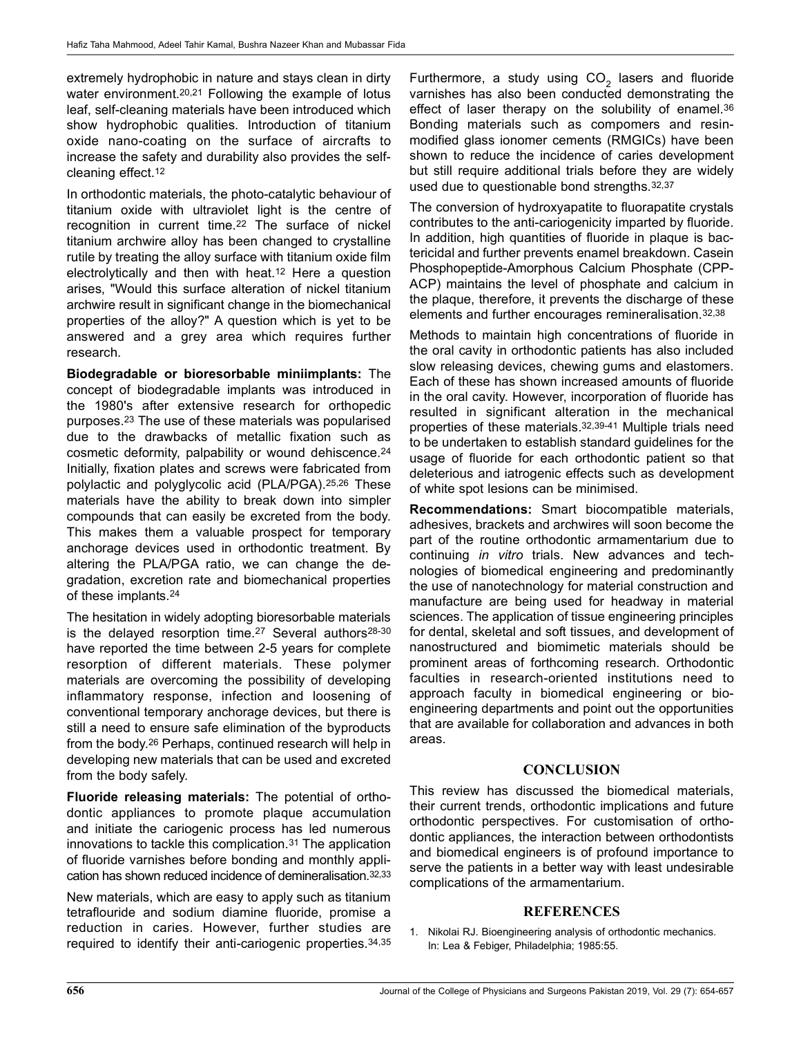extremely hydrophobic in nature and stays clean in dirty water environment.[20,21] Following the example of lotus leaf, self-cleaning materials have been introduced which show hydrophobic qualities. Introduction of titanium oxide nano-coating on the surface of aircrafts to increase the safety and durability also provides the self-cleaning effect.[12]

In orthodontic materials, the photo-catalytic behaviour of titanium oxide with ultraviolet light is the centre of recognition in current time.[22] The surface of nickel titanium archwire alloy has been changed to crystalline rutile by treating the alloy surface with titanium oxide film electrolytically and then with heat.[12] Here a question arises, "Would this surface alteration of nickel titanium archwire result in significant change in the biomechanical properties of the alloy?" A question which is yet to be answered and a grey area which requires further research.

**Biodegradable or bioresorbable miniimplants:** The concept of biodegradable implants was introduced in the 1980's after extensive research for orthopedic purposes.[23] The use of these materials was popularised due to the drawbacks of metallic fixation such as cosmetic deformity, palpability or wound dehiscence.[24] Initially, fixation plates and screws were fabricated from polylactic and polyglycolic acid (PLA/PGA).[25,26] These materials have the ability to break down into simpler compounds that can easily be excreted from the body. This makes them a valuable prospect for temporary anchorage devices used in orthodontic treatment. By altering the PLA/PGA ratio, we can change the degradation, excretion rate and biomechanical properties of these implants.[24]

The hesitation in widely adopting bioresorbable materials is the delayed resorption time.[27] Several authors[28-30] have reported the time between 2-5 years for complete resorption of different materials. These polymer materials are overcoming the possibility of developing inflammatory response, infection and loosening of conventional temporary anchorage devices, but there is still a need to ensure safe elimination of the byproducts from the body.[26] Perhaps, continued research will help in developing new materials that can be used and excreted from the body safely.

**Fluoride releasing materials:** The potential of orthodontic appliances to promote plaque accumulation and initiate the cariogenic process has led numerous innovations to tackle this complication.[31] The application of fluoride varnishes before bonding and monthly application has shown reduced incidence of demineralisation.[32,33]

New materials, which are easy to apply such as titanium tetraflouride and sodium diamine fluoride, promise a reduction in caries. However, further studies are required to identify their anti-cariogenic properties.[34,35]

Furthermore, a study using $CO_2$ lasers and fluoride varnishes has also been conducted demonstrating the effect of laser therapy on the solubility of enamel.[36] Bonding materials such as compomers and resin-modified glass ionomer cements (RMGICs) have been shown to reduce the incidence of caries development but still require additional trials before they are widely used due to questionable bond strengths.[32,37]

The conversion of hydroxyapatite to fluorapatite crystals contributes to the anti-cariogenicity imparted by fluoride. In addition, high quantities of fluoride in plaque is bactericidal and further prevents enamel breakdown. Casein Phosphopeptide-Amorphous Calcium Phosphate (CPP-ACP) maintains the level of phosphate and calcium in the plaque, therefore, it prevents the discharge of these elements and further encourages remineralisation.[32,38]

Methods to maintain high concentrations of fluoride in the oral cavity in orthodontic patients has also included slow releasing devices, chewing gums and elastomers. Each of these has shown increased amounts of fluoride in the oral cavity. However, incorporation of fluoride has resulted in significant alteration in the mechanical properties of these materials.[32,39-41] Multiple trials need to be undertaken to establish standard guidelines for the usage of fluoride for each orthodontic patient so that deleterious and iatrogenic effects such as development of white spot lesions can be minimised.

**Recommendations:** Smart biocompatible materials, adhesives, brackets and archwires will soon become the part of the routine orthodontic armamentarium due to continuing *in vitro* trials. New advances and technologies of biomedical engineering and predominantly the use of nanotechnology for material construction and manufacture are being used for headway in material sciences. The application of tissue engineering principles for dental, skeletal and soft tissues, and development of nanostructured and biomimetic materials should be prominent areas of forthcoming research. Orthodontic faculties in research-oriented institutions need to approach faculty in biomedical engineering or bioengineering departments and point out the opportunities that are available for collaboration and advances in both areas.

## CONCLUSION

This review has discussed the biomedical materials, their current trends, orthodontic implications and future orthodontic perspectives. For customisation of orthodontic appliances, the interaction between orthodontists and biomedical engineers is of profound importance to serve the patients in a better way with least undesirable complications of the armamentarium.

## REFERENCES

1. Nikolai RJ. Bioengineering analysis of orthodontic mechanics. In: Lea & Febiger, Philadelphia; 1985:55.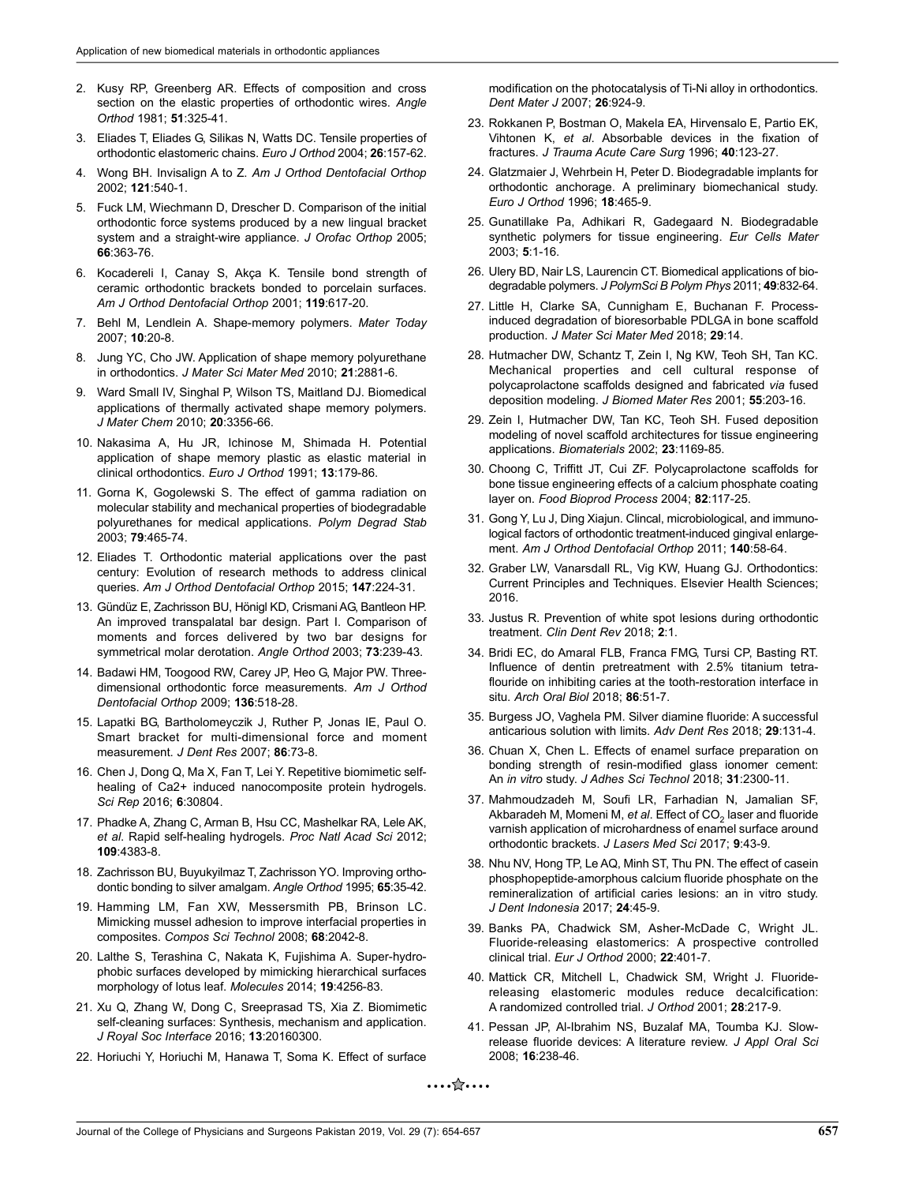2. Kusy RP, Greenberg AR. Effects of composition and cross section on the elastic properties of orthodontic wires. *Angle Orthod* 1981; **51**:325-41.
3. Eliades T, Eliades G, Silikas N, Watts DC. Tensile properties of orthodontic elastomeric chains. *Euro J Orthod* 2004; **26**:157-62.
4. Wong BH. Invisalign A to Z. *Am J Orthod Dentofacial Orthop* 2002; **121**:540-1.
5. Fuck LM, Wiechmann D, Drescher D. Comparison of the initial orthodontic force systems produced by a new lingual bracket system and a straight-wire appliance. *J Orofac Orthop* 2005; **66**:363-76.
6. Kocadereli I, Canay S, Akça K. Tensile bond strength of ceramic orthodontic brackets bonded to porcelain surfaces. *Am J Orthod Dentofacial Orthop* 2001; **119**:617-20.
7. Behl M, Lendlein A. Shape-memory polymers. *Mater Today* 2007; **10**:20-8.
8. Jung YC, Cho JW. Application of shape memory polyurethane in orthodontics. *J Mater Sci Mater Med* 2010; **21**:2881-6.
9. Ward Small IV, Singhal P, Wilson TS, Maitland DJ. Biomedical applications of thermally activated shape memory polymers. *J Mater Chem* 2010; **20**:3356-66.
10. Nakasima A, Hu JR, Ichinose M, Shimada H. Potential application of shape memory plastic as elastic material in clinical orthodontics. *Euro J Orthod* 1991; **13**:179-86.
11. Gorna K, Gogolewski S. The effect of gamma radiation on molecular stability and mechanical properties of biodegradable polyurethanes for medical applications. *Polym Degrad Stab* 2003; **79**:465-74.
12. Eliades T. Orthodontic material applications over the past century: Evolution of research methods to address clinical queries. *Am J Orthod Dentofacial Orthop* 2015; **147**:224-31.
13. Gündüz E, Zachrisson BU, Hönigl KD, Crismani AG, Bantleon HP. An improved transpalatal bar design. Part I. Comparison of moments and forces delivered by two bar designs for symmetrical molar derotation. *Angle Orthod* 2003; **73**:239-43.
14. Badawi HM, Toogood RW, Carey JP, Heo G, Major PW. Three-dimensional orthodontic force measurements. *Am J Orthod Dentofacial Orthop* 2009; **136**:518-28.
15. Lapatki BG, Bartholomeyczik J, Ruther P, Jonas IE, Paul O. Smart bracket for multi-dimensional force and moment measurement. *J Dent Res* 2007; **86**:73-8.
16. Chen J, Dong Q, Ma X, Fan T, Lei Y. Repetitive biomimetic self-healing of Ca2+ induced nanocomposite protein hydrogels. *Sci Rep* 2016; **6**:30804.
17. Phadke A, Zhang C, Arman B, Hsu CC, Mashelkar RA, Lele AK, *et al*. Rapid self-healing hydrogels. *Proc Natl Acad Sci* 2012; **109**:4383-8.
18. Zachrisson BU, Buyukyilmaz T, Zachrisson YO. Improving orthodontic bonding to silver amalgam. *Angle Orthod* 1995; **65**:35-42.
19. Hamming LM, Fan XW, Messersmith PB, Brinson LC. Mimicking mussel adhesion to improve interfacial properties in composites. *Compos Sci Technol* 2008; **68**:2042-8.
20. Lalthe S, Terashina C, Nakata K, Fujishima A. Super-hydrophobic surfaces developed by mimicking hierarchical surfaces morphology of lotus leaf. *Molecules* 2014; **19**:4256-83.
21. Xu Q, Zhang W, Dong C, Sreeprasad TS, Xia Z. Biomimetic self-cleaning surfaces: Synthesis, mechanism and application. *J Royal Soc Interface* 2016; **13**:20160300.
22. Horiuchi Y, Horiuchi M, Hanawa T, Soma K. Effect of surface modification on the photocatalysis of Ti-Ni alloy in orthodontics. *Dent Mater J* 2007; **26**:924-9.
23. Rokkanen P, Bostman O, Makela EA, Hirvensalo E, Partio EK, Vihtonen K, *et al*. Absorbable devices in the fixation of fractures. *J Trauma Acute Care Surg* 1996; **40**:123-27.
24. Glatzmaier J, Wehrbein H, Peter D. Biodegradable implants for orthodontic anchorage. A preliminary biomechanical study. *Euro J Orthod* 1996; **18**:465-9.
25. Gunatillake Pa, Adhikari R, Gadegaard N. Biodegradable synthetic polymers for tissue engineering. *Eur Cells Mater* 2003; **5**:1-16.
26. Ulery BD, Nair LS, Laurencin CT. Biomedical applications of biodegradable polymers. *J PolymSci B Polym Phys* 2011; **49**:832-64.
27. Little H, Clarke SA, Cunnigham E, Buchanan F. Process-induced degradation of bioresorbable PDLGA in bone scaffold production. *J Mater Sci Mater Med* 2018; **29**:14.
28. Hutmacher DW, Schantz T, Zein I, Ng KW, Teoh SH, Tan KC. Mechanical properties and cell cultural response of polycaprolactone scaffolds designed and fabricated *via* fused deposition modeling. *J Biomed Mater Res* 2001; **55**:203-16.
29. Zein I, Hutmacher DW, Tan KC, Teoh SH. Fused deposition modeling of novel scaffold architectures for tissue engineering applications. *Biomaterials* 2002; **23**:1169-85.
30. Choong C, Triffitt JT, Cui ZF. Polycaprolactone scaffolds for bone tissue engineering effects of a calcium phosphate coating layer on. *Food Bioprod Process* 2004; **82**:117-25.
31. Gong Y, Lu J, Ding Xiajun. Clincal, microbiological, and immunological factors of orthodontic treatment-induced gingival enlargement. *Am J Orthod Dentofacial Orthop* 2011; **140**:58-64.
32. Graber LW, Vanarsdall RL, Vig KW, Huang GJ. Orthodontics: Current Principles and Techniques. Elsevier Health Sciences; 2016.
33. Justus R. Prevention of white spot lesions during orthodontic treatment. *Clin Dent Rev* 2018; **2**:1.
34. Bridi EC, do Amaral FLB, Franca FMG, Tursi CP, Basting RT. Influence of dentin pretreatment with 2.5% titanium tetraflouride on inhibiting caries at the tooth-restoration interface in situ. *Arch Oral Biol* 2018; **86**:51-7.
35. Burgess JO, Vaghela PM. Silver diamine fluoride: A successful anticarious solution with limits. *Adv Dent Res* 2018; **29**:131-4.
36. Chuan X, Chen L. Effects of enamel surface preparation on bonding strength of resin-modified glass ionomer cement: An *in vitro* study. *J Adhes Sci Technol* 2018; **31**:2300-11.
37. Mahmoudzadeh M, Soufi LR, Farhadian N, Jamalian SF, Akbaradeh M, Momeni M, *et al*. Effect of $CO_2$ laser and fluoride varnish application of microhardness of enamel surface around orthodontic brackets. *J Lasers Med Sci* 2017; **9**:43-9.
38. Nhu NV, Hong TP, Le AQ, Minh ST, Thu PN. The effect of casein phosphopeptide-amorphous calcium fluoride phosphate on the remineralization of artificial caries lesions: an in vitro study. *J Dent Indonesia* 2017; **24**:45-9.
39. Banks PA, Chadwick SM, Asher-McDade C, Wright JL. Fluoride-releasing elastomerics: A prospective controlled clinical trial. *Eur J Orthod* 2000; **22**:401-7.
40. Mattick CR, Mitchell L, Chadwick SM, Wright J. Fluoride-releasing elastomeric modules reduce decalcification: A randomized controlled trial. *J Orthod* 2001; **28**:217-9.
41. Pessan JP, Al-Ibrahim NS, Buzalaf MA, Toumba KJ. Slow-release fluoride devices: A literature review. *J Appl Oral Sci* 2008; **16**:238-46.